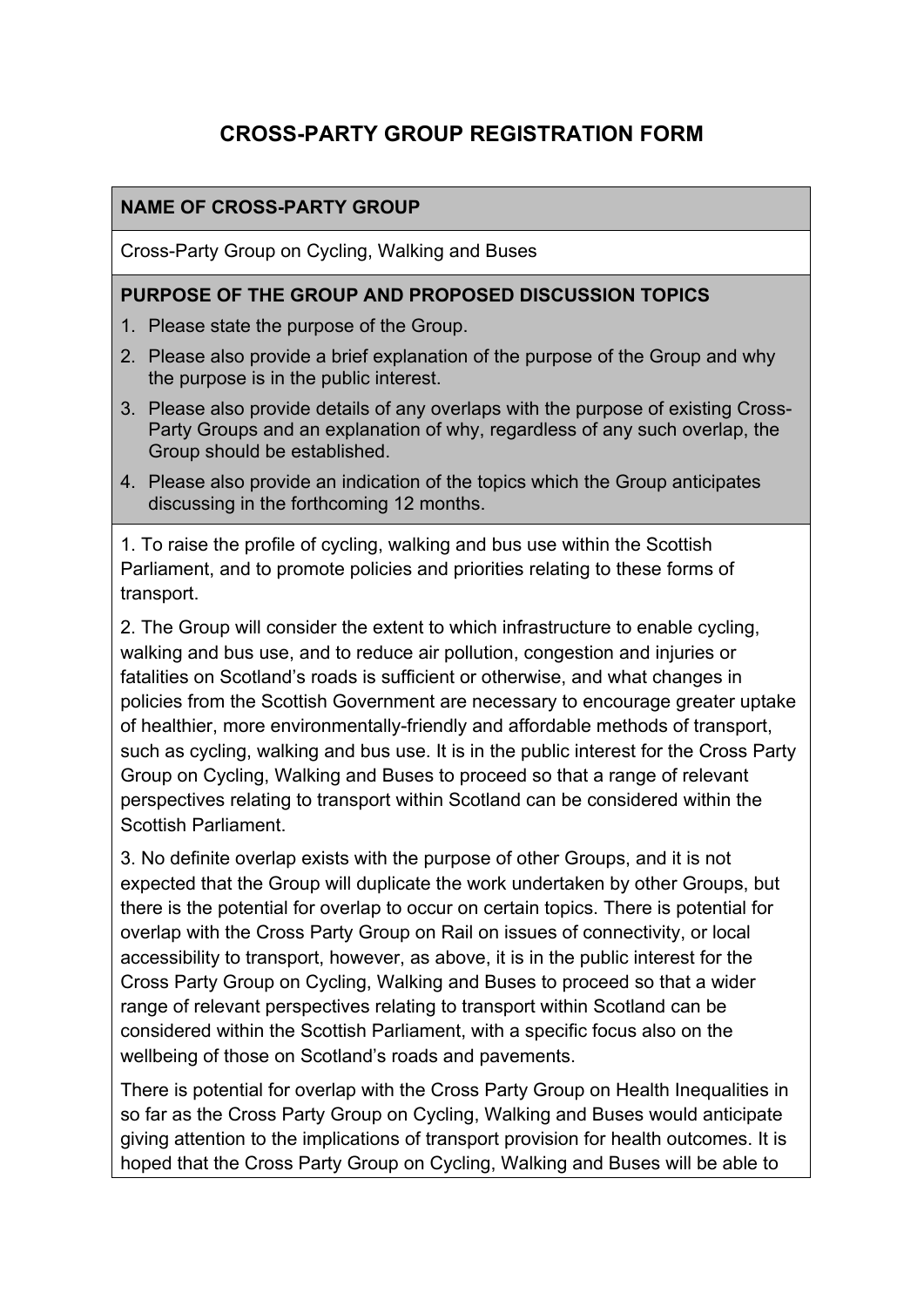# CROSS-PARTY GROUP REGISTRATION FORM

**NAME OF CROSS-PARTY GROUP**

Cross-Party Group on Cycling, Walking and Buses

**PURPOSE OF THE GROUP AND PROPOSED DISCUSSION TOPICS**

1. Please state the purpose of the Group.
2. Please also provide a brief explanation of the purpose of the Group and why the purpose is in the public interest.
3. Please also provide details of any overlaps with the purpose of existing Cross-Party Groups and an explanation of why, regardless of any such overlap, the Group should be established.
4. Please also provide an indication of the topics which the Group anticipates discussing in the forthcoming 12 months.

1. To raise the profile of cycling, walking and bus use within the Scottish Parliament, and to promote policies and priorities relating to these forms of transport.

2. The Group will consider the extent to which infrastructure to enable cycling, walking and bus use, and to reduce air pollution, congestion and injuries or fatalities on Scotland's roads is sufficient or otherwise, and what changes in policies from the Scottish Government are necessary to encourage greater uptake of healthier, more environmentally-friendly and affordable methods of transport, such as cycling, walking and bus use. It is in the public interest for the Cross Party Group on Cycling, Walking and Buses to proceed so that a range of relevant perspectives relating to transport within Scotland can be considered within the Scottish Parliament.

3. No definite overlap exists with the purpose of other Groups, and it is not expected that the Group will duplicate the work undertaken by other Groups, but there is the potential for overlap to occur on certain topics. There is potential for overlap with the Cross Party Group on Rail on issues of connectivity, or local accessibility to transport, however, as above, it is in the public interest for the Cross Party Group on Cycling, Walking and Buses to proceed so that a wider range of relevant perspectives relating to transport within Scotland can be considered within the Scottish Parliament, with a specific focus also on the wellbeing of those on Scotland's roads and pavements.

There is potential for overlap with the Cross Party Group on Health Inequalities in so far as the Cross Party Group on Cycling, Walking and Buses would anticipate giving attention to the implications of transport provision for health outcomes. It is hoped that the Cross Party Group on Cycling, Walking and Buses will be able to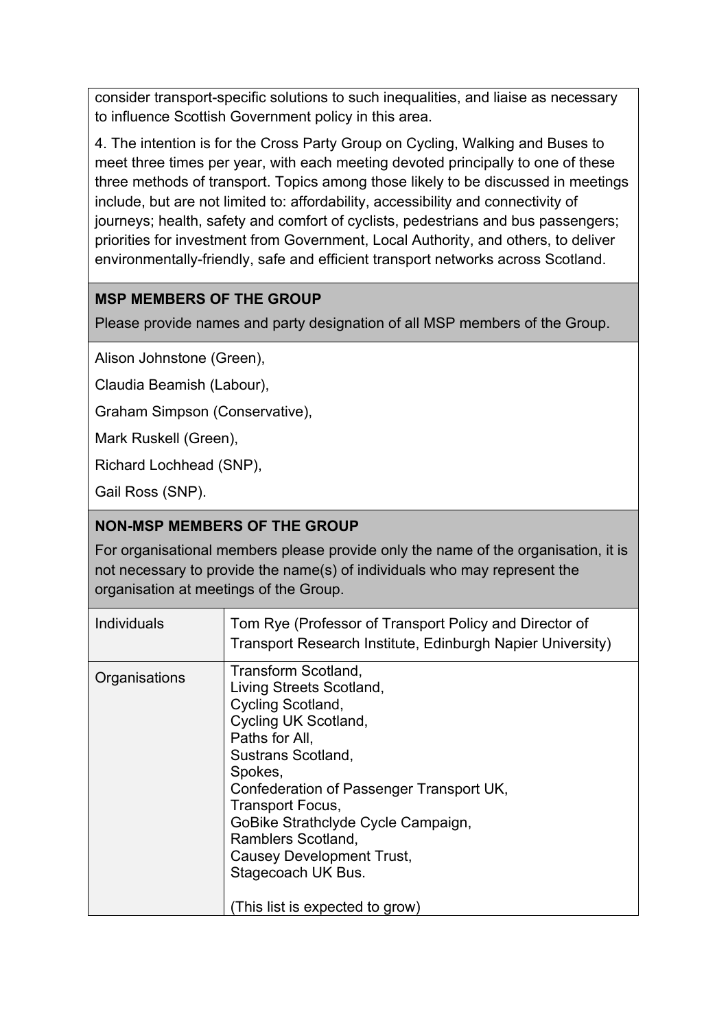consider transport-specific solutions to such inequalities, and liaise as necessary to influence Scottish Government policy in this area.

4. The intention is for the Cross Party Group on Cycling, Walking and Buses to meet three times per year, with each meeting devoted principally to one of these three methods of transport. Topics among those likely to be discussed in meetings include, but are not limited to: affordability, accessibility and connectivity of journeys; health, safety and comfort of cyclists, pedestrians and bus passengers; priorities for investment from Government, Local Authority, and others, to deliver environmentally-friendly, safe and efficient transport networks across Scotland.

## MSP MEMBERS OF THE GROUP

Please provide names and party designation of all MSP members of the Group.

Alison Johnstone (Green),

Claudia Beamish (Labour),

Graham Simpson (Conservative),

Mark Ruskell (Green),

Richard Lochhead (SNP),

Gail Ross (SNP).

## NON-MSP MEMBERS OF THE GROUP

For organisational members please provide only the name of the organisation, it is not necessary to provide the name(s) of individuals who may represent the organisation at meetings of the Group.

| | |
|---|---|
| Individuals | Tom Rye (Professor of Transport Policy and Director of Transport Research Institute, Edinburgh Napier University) |
| Organisations | Transform Scotland,<br>Living Streets Scotland,<br>Cycling Scotland,<br>Cycling UK Scotland,<br>Paths for All,<br>Sustrans Scotland,<br>Spokes,<br>Confederation of Passenger Transport UK,<br>Transport Focus,<br>GoBike Strathclyde Cycle Campaign,<br>Ramblers Scotland,<br>Causey Development Trust,<br>Stagecoach UK Bus.<br><br>(This list is expected to grow) |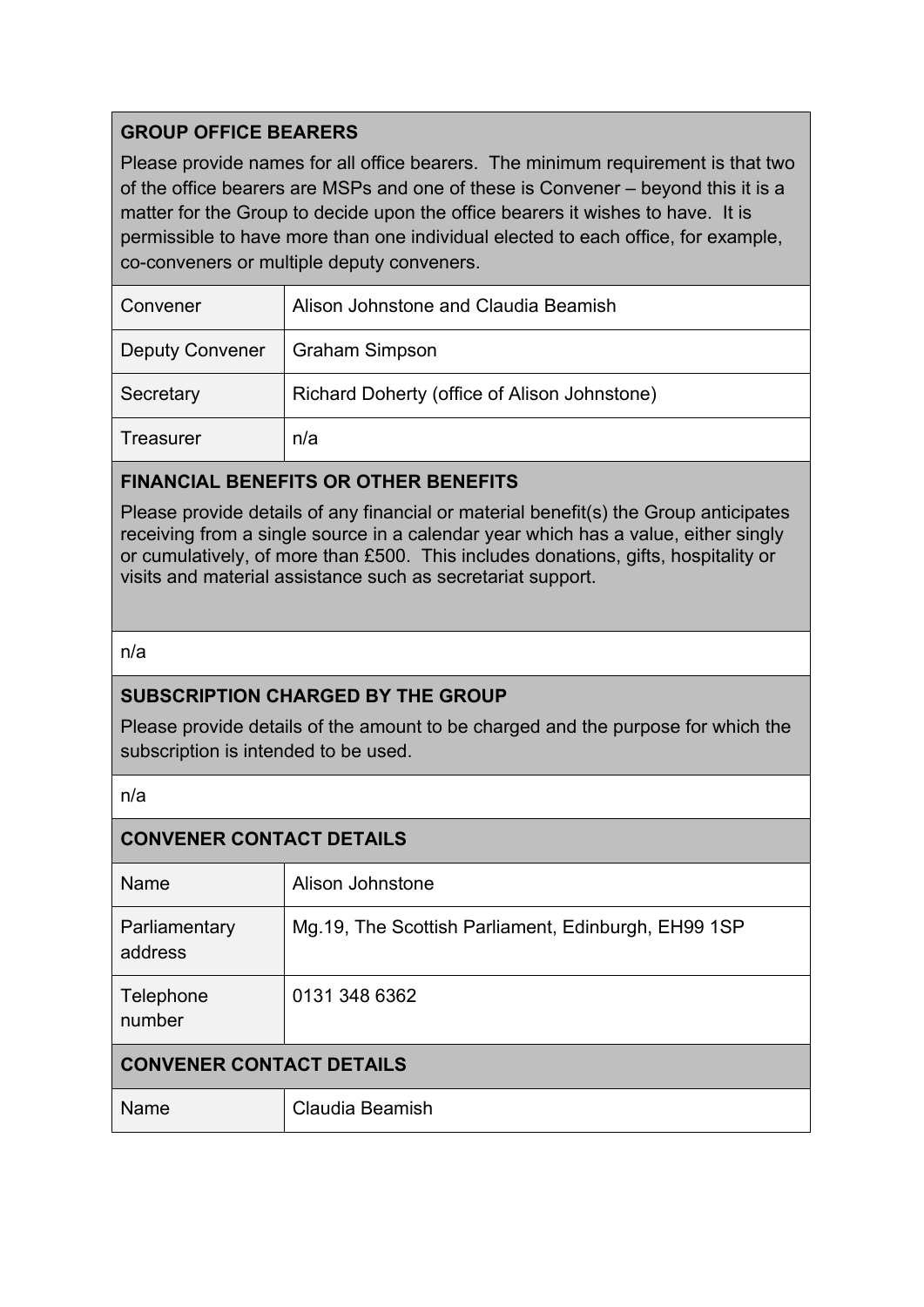### GROUP OFFICE BEARERS

Please provide names for all office bearers. The minimum requirement is that two of the office bearers are MSPs and one of these is Convener – beyond this it is a matter for the Group to decide upon the office bearers it wishes to have. It is permissible to have more than one individual elected to each office, for example, co-conveners or multiple deputy conveners.

| | |
|---|---|
| Convener | Alison Johnstone and Claudia Beamish |
| Deputy Convener | Graham Simpson |
| Secretary | Richard Doherty (office of Alison Johnstone) |
| Treasurer | n/a |

### FINANCIAL BENEFITS OR OTHER BENEFITS

Please provide details of any financial or material benefit(s) the Group anticipates receiving from a single source in a calendar year which has a value, either singly or cumulatively, of more than £500. This includes donations, gifts, hospitality or visits and material assistance such as secretariat support.

n/a

### SUBSCRIPTION CHARGED BY THE GROUP

Please provide details of the amount to be charged and the purpose for which the subscription is intended to be used.

n/a

### CONVENER CONTACT DETAILS

| | |
|---|---|
| Name | Alison Johnstone |
| Parliamentary address | Mg.19, The Scottish Parliament, Edinburgh, EH99 1SP |
| Telephone number | 0131 348 6362 |

### CONVENER CONTACT DETAILS

| | |
|---|---|
| Name | Claudia Beamish |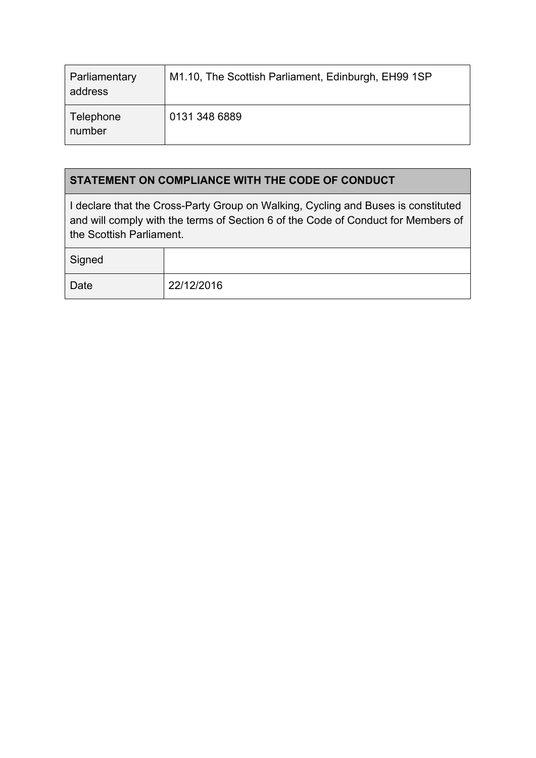| | |
|---|---|
| Parliamentary address | M1.10, The Scottish Parliament, Edinburgh, EH99 1SP |
| Telephone number | 0131 348 6889 |

| STATEMENT ON COMPLIANCE WITH THE CODE OF CONDUCT | |
|---|---|
| I declare that the Cross-Party Group on Walking, Cycling and Buses is constituted and will comply with the terms of Section 6 of the Code of Conduct for Members of the Scottish Parliament. | |
| Signed | |
| Date | 22/12/2016 |